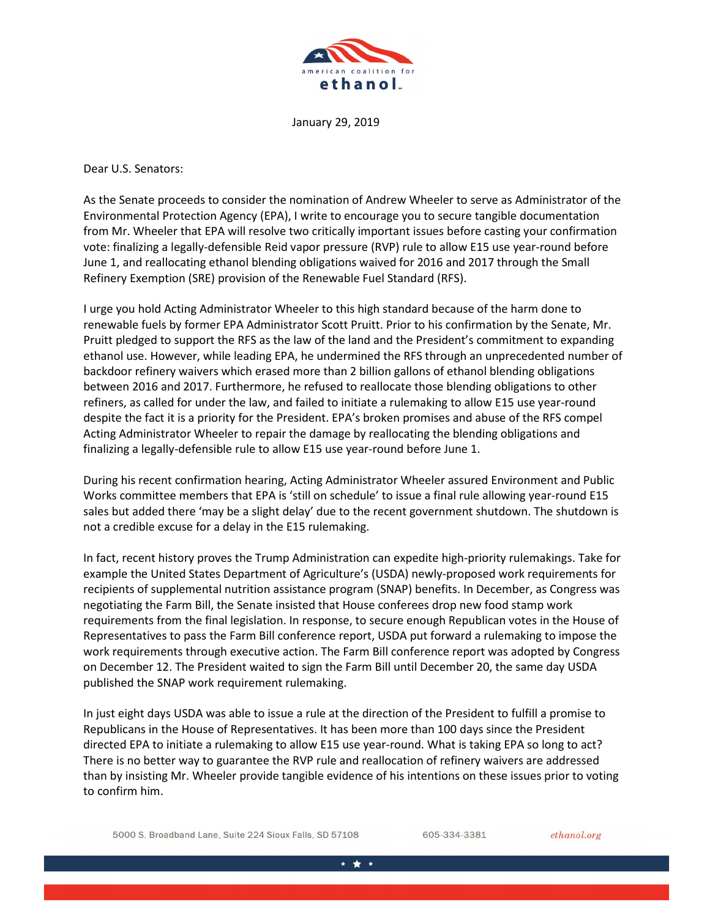american coalition for **ethanol**

January 29, 2019

Dear U.S. Senators:

As the Senate proceeds to consider the nomination of Andrew Wheeler to serve as Administrator of the Environmental Protection Agency (EPA), I write to encourage you to secure tangible documentation from Mr. Wheeler that EPA will resolve two critically important issues before casting your confirmation vote: finalizing a legally-defensible Reid vapor pressure (RVP) rule to allow E15 use year-round before June 1, and reallocating ethanol blending obligations waived for 2016 and 2017 through the Small Refinery Exemption (SRE) provision of the Renewable Fuel Standard (RFS).

I urge you hold Acting Administrator Wheeler to this high standard because of the harm done to renewable fuels by former EPA Administrator Scott Pruitt. Prior to his confirmation by the Senate, Mr. Pruitt pledged to support the RFS as the law of the land and the President's commitment to expanding ethanol use. However, while leading EPA, he undermined the RFS through an unprecedented number of backdoor refinery waivers which erased more than 2 billion gallons of ethanol blending obligations between 2016 and 2017. Furthermore, he refused to reallocate those blending obligations to other refiners, as called for under the law, and failed to initiate a rulemaking to allow E15 use year-round despite the fact it is a priority for the President. EPA's broken promises and abuse of the RFS compel Acting Administrator Wheeler to repair the damage by reallocating the blending obligations and finalizing a legally-defensible rule to allow E15 use year-round before June 1.

During his recent confirmation hearing, Acting Administrator Wheeler assured Environment and Public Works committee members that EPA is 'still on schedule' to issue a final rule allowing year-round E15 sales but added there 'may be a slight delay' due to the recent government shutdown. The shutdown is not a credible excuse for a delay in the E15 rulemaking.

In fact, recent history proves the Trump Administration can expedite high-priority rulemakings. Take for example the United States Department of Agriculture's (USDA) newly-proposed work requirements for recipients of supplemental nutrition assistance program (SNAP) benefits. In December, as Congress was negotiating the Farm Bill, the Senate insisted that House conferees drop new food stamp work requirements from the final legislation. In response, to secure enough Republican votes in the House of Representatives to pass the Farm Bill conference report, USDA put forward a rulemaking to impose the work requirements through executive action. The Farm Bill conference report was adopted by Congress on December 12. The President waited to sign the Farm Bill until December 20, the same day USDA published the SNAP work requirement rulemaking.

In just eight days USDA was able to issue a rule at the direction of the President to fulfill a promise to Republicans in the House of Representatives. It has been more than 100 days since the President directed EPA to initiate a rulemaking to allow E15 use year-round. What is taking EPA so long to act? There is no better way to guarantee the RVP rule and reallocation of refinery waivers are addressed than by insisting Mr. Wheeler provide tangible evidence of his intentions on these issues prior to voting to confirm him.

5000 S. Broadband Lane, Suite 224 Sioux Falls, SD 57108 605-334-3381 *ethanol.org*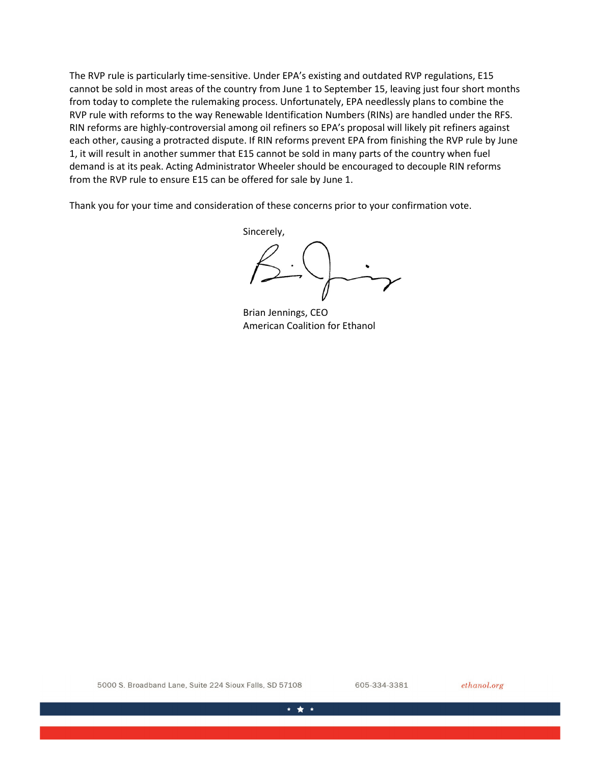The RVP rule is particularly time-sensitive. Under EPA's existing and outdated RVP regulations, E15 cannot be sold in most areas of the country from June 1 to September 15, leaving just four short months from today to complete the rulemaking process. Unfortunately, EPA needlessly plans to combine the RVP rule with reforms to the way Renewable Identification Numbers (RINs) are handled under the RFS. RIN reforms are highly-controversial among oil refiners so EPA's proposal will likely pit refiners against each other, causing a protracted dispute. If RIN reforms prevent EPA from finishing the RVP rule by June 1, it will result in another summer that E15 cannot be sold in many parts of the country when fuel demand is at its peak. Acting Administrator Wheeler should be encouraged to decouple RIN reforms from the RVP rule to ensure E15 can be offered for sale by June 1.

Thank you for your time and consideration of these concerns prior to your confirmation vote.

Sincerely,

Brian Jennings, CEO
American Coalition for Ethanol

5000 S. Broadband Lane, Suite 224 Sioux Falls, SD 57108 605-334-3381 *ethanol.org*